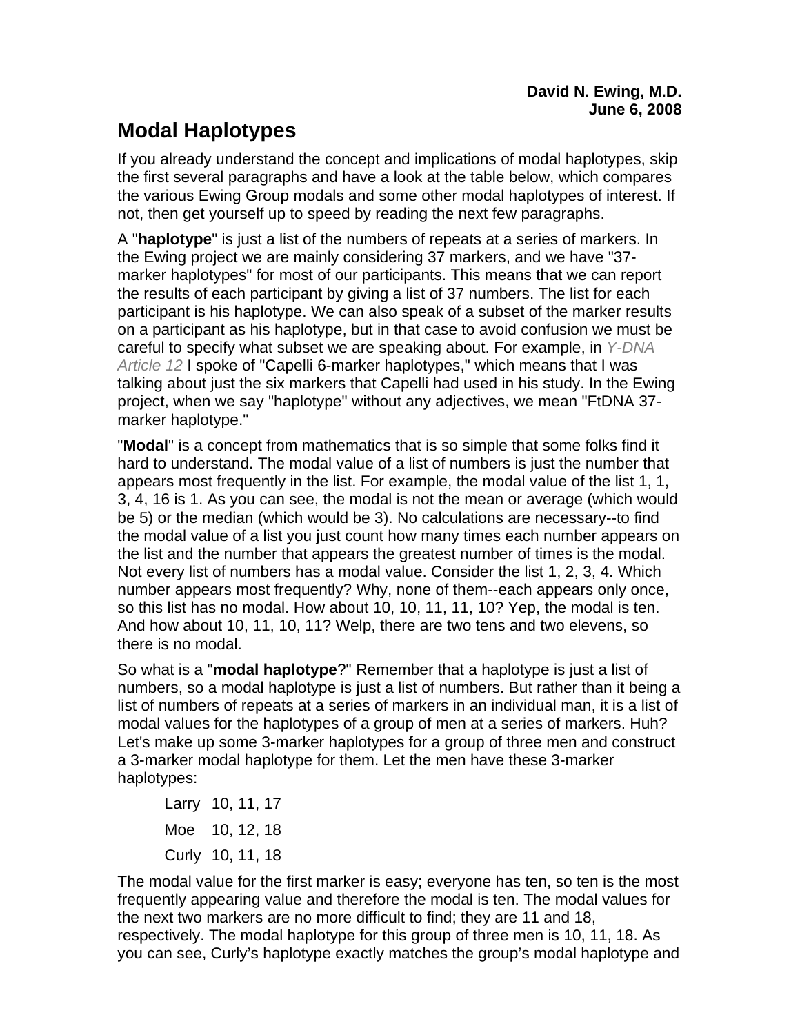**David N. Ewing, M.D.**
**June 6, 2008**

# Modal Haplotypes

If you already understand the concept and implications of modal haplotypes, skip the first several paragraphs and have a look at the table below, which compares the various Ewing Group modals and some other modal haplotypes of interest. If not, then get yourself up to speed by reading the next few paragraphs.

A "**haplotype**" is just a list of the numbers of repeats at a series of markers. In the Ewing project we are mainly considering 37 markers, and we have "37-marker haplotypes" for most of our participants. This means that we can report the results of each participant by giving a list of 37 numbers. The list for each participant is his haplotype. We can also speak of a subset of the marker results on a participant as his haplotype, but in that case to avoid confusion we must be careful to specify what subset we are speaking about. For example, in *Y-DNA Article 12* I spoke of "Capelli 6-marker haplotypes," which means that I was talking about just the six markers that Capelli had used in his study. In the Ewing project, when we say "haplotype" without any adjectives, we mean "FtDNA 37-marker haplotype."

"**Modal**" is a concept from mathematics that is so simple that some folks find it hard to understand. The modal value of a list of numbers is just the number that appears most frequently in the list. For example, the modal value of the list 1, 1, 3, 4, 16 is 1. As you can see, the modal is not the mean or average (which would be 5) or the median (which would be 3). No calculations are necessary--to find the modal value of a list you just count how many times each number appears on the list and the number that appears the greatest number of times is the modal. Not every list of numbers has a modal value. Consider the list 1, 2, 3, 4. Which number appears most frequently? Why, none of them--each appears only once, so this list has no modal. How about 10, 10, 11, 11, 10? Yep, the modal is ten. And how about 10, 11, 10, 11? Welp, there are two tens and two elevens, so there is no modal.

So what is a "**modal haplotype**?" Remember that a haplotype is just a list of numbers, so a modal haplotype is just a list of numbers. But rather than it being a list of numbers of repeats at a series of markers in an individual man, it is a list of modal values for the haplotypes of a group of men at a series of markers. Huh? Let's make up some 3-marker haplotypes for a group of three men and construct a 3-marker modal haplotype for them. Let the men have these 3-marker haplotypes:

Larry 10, 11, 17

Moe 10, 12, 18

Curly 10, 11, 18

The modal value for the first marker is easy; everyone has ten, so ten is the most frequently appearing value and therefore the modal is ten. The modal values for the next two markers are no more difficult to find; they are 11 and 18, respectively. The modal haplotype for this group of three men is 10, 11, 18. As you can see, Curly's haplotype exactly matches the group's modal haplotype and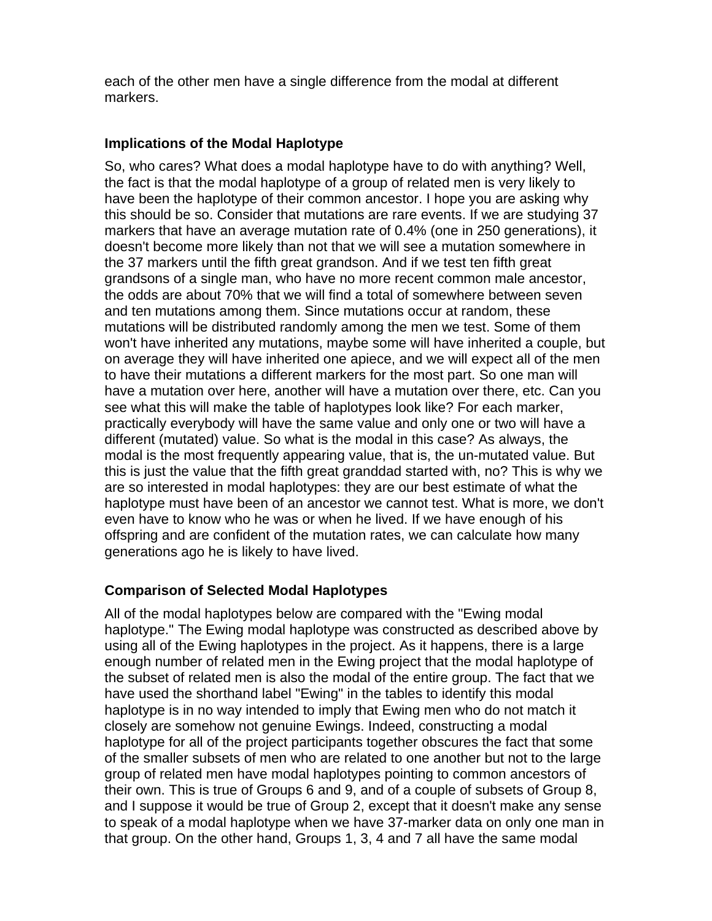each of the other men have a single difference from the modal at different markers.

### Implications of the Modal Haplotype

So, who cares? What does a modal haplotype have to do with anything? Well, the fact is that the modal haplotype of a group of related men is very likely to have been the haplotype of their common ancestor. I hope you are asking why this should be so. Consider that mutations are rare events. If we are studying 37 markers that have an average mutation rate of 0.4% (one in 250 generations), it doesn't become more likely than not that we will see a mutation somewhere in the 37 markers until the fifth great grandson. And if we test ten fifth great grandsons of a single man, who have no more recent common male ancestor, the odds are about 70% that we will find a total of somewhere between seven and ten mutations among them. Since mutations occur at random, these mutations will be distributed randomly among the men we test. Some of them won't have inherited any mutations, maybe some will have inherited a couple, but on average they will have inherited one apiece, and we will expect all of the men to have their mutations a different markers for the most part. So one man will have a mutation over here, another will have a mutation over there, etc. Can you see what this will make the table of haplotypes look like? For each marker, practically everybody will have the same value and only one or two will have a different (mutated) value. So what is the modal in this case? As always, the modal is the most frequently appearing value, that is, the un-mutated value. But this is just the value that the fifth great granddad started with, no? This is why we are so interested in modal haplotypes: they are our best estimate of what the haplotype must have been of an ancestor we cannot test. What is more, we don't even have to know who he was or when he lived. If we have enough of his offspring and are confident of the mutation rates, we can calculate how many generations ago he is likely to have lived.

### Comparison of Selected Modal Haplotypes

All of the modal haplotypes below are compared with the "Ewing modal haplotype." The Ewing modal haplotype was constructed as described above by using all of the Ewing haplotypes in the project. As it happens, there is a large enough number of related men in the Ewing project that the modal haplotype of the subset of related men is also the modal of the entire group. The fact that we have used the shorthand label "Ewing" in the tables to identify this modal haplotype is in no way intended to imply that Ewing men who do not match it closely are somehow not genuine Ewings. Indeed, constructing a modal haplotype for all of the project participants together obscures the fact that some of the smaller subsets of men who are related to one another but not to the large group of related men have modal haplotypes pointing to common ancestors of their own. This is true of Groups 6 and 9, and of a couple of subsets of Group 8, and I suppose it would be true of Group 2, except that it doesn't make any sense to speak of a modal haplotype when we have 37-marker data on only one man in that group. On the other hand, Groups 1, 3, 4 and 7 all have the same modal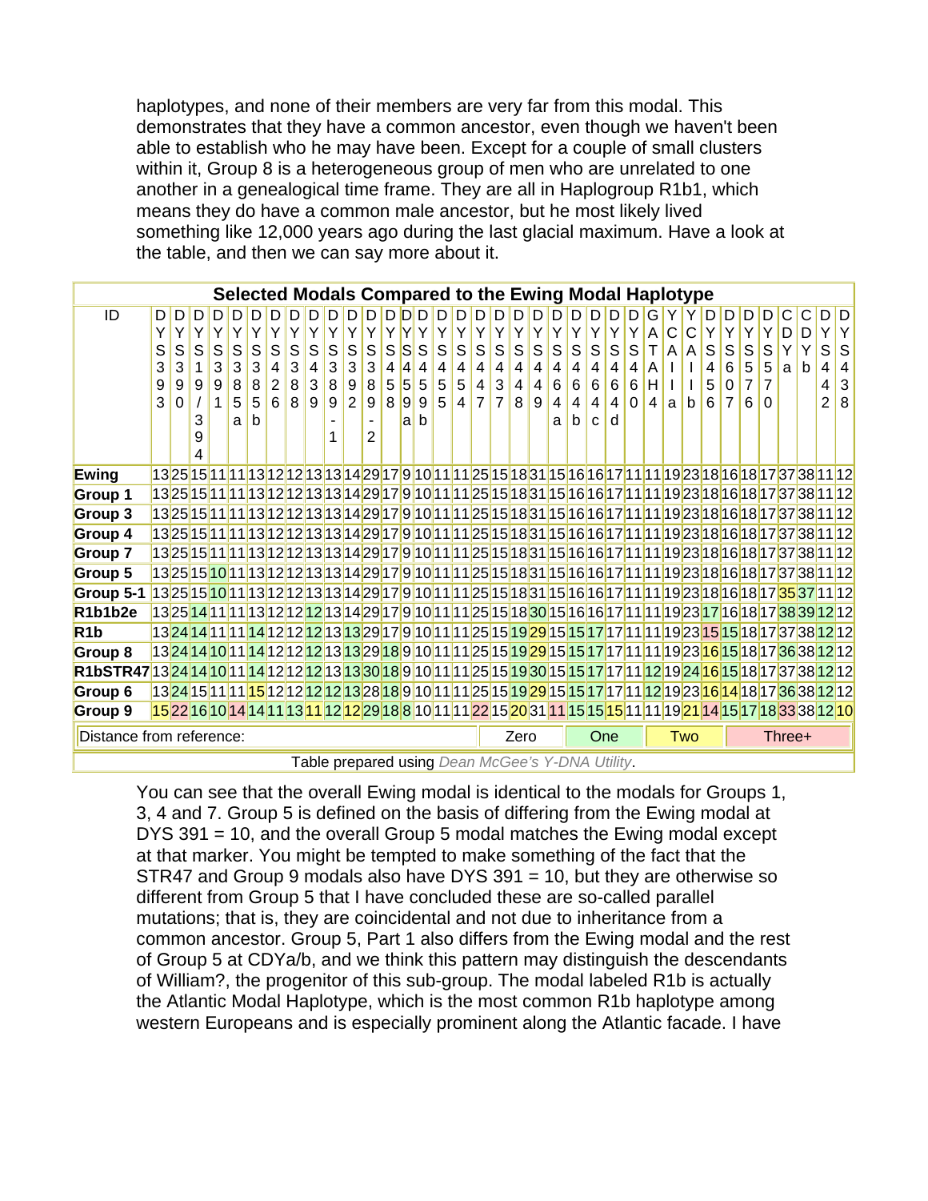haplotypes, and none of their members are very far from this modal. This demonstrates that they have a common ancestor, even though we haven't been able to establish who he may have been. Except for a couple of small clusters within it, Group 8 is a heterogeneous group of men who are unrelated to one another in a genealogical time frame. They are all in Haplogroup R1b1, which means they do have a common male ancestor, but he most likely lived something like 12,000 years ago during the last glacial maximum. Have a look at the table, and then we can say more about it.

**Selected Modals Compared to the Ewing Modal Haplotype**

| ID | DYS393 | DYS390 | DYS19/394 | DYS391 | DYS385a | DYS385b | DYS426 | DYS388 | DYS439 | DYS389-1 | DYS392 | DYS389-2 | DYS458 | DYS459a | DYS459b | DYS455 | DYS454 | DYS447 | DYS437 | DYS448 | DYS449 | DYS464a | DYS464b | DYS464c | DYS464d | DYS460 | GATAH4 | YCAIIa | YCAIIb | DYS456 | DYS607 | DYS576 | DYS570 | CDYa | CDYb | DYS442 | DYS438 |
|---|---|---|---|---|---|---|---|---|---|---|---|---|---|---|---|---|---|---|---|---|---|---|---|---|---|---|---|---|---|---|---|---|---|---|---|---|---|
| **Ewing** | 13 | 25 | 15 | 11 | 11 | 13 | 12 | 12 | 13 | 13 | 14 | 29 | 17 | 9 | 10 | 11 | 11 | 25 | 15 | 18 | 31 | 15 | 16 | 16 | 17 | 11 | 11 | 19 | 23 | 18 | 16 | 18 | 17 | 37 | 38 | 11 | 12 |
| **Group 1** | 13 | 25 | 15 | 11 | 11 | 13 | 12 | 12 | 13 | 13 | 14 | 29 | 17 | 9 | 10 | 11 | 11 | 25 | 15 | 18 | 31 | 15 | 16 | 16 | 17 | 11 | 11 | 19 | 23 | 18 | 16 | 18 | 17 | 37 | 38 | 11 | 12 |
| **Group 3** | 13 | 25 | 15 | 11 | 11 | 13 | 12 | 12 | 13 | 13 | 14 | 29 | 17 | 9 | 10 | 11 | 11 | 25 | 15 | 18 | 31 | 15 | 16 | 16 | 17 | 11 | 11 | 19 | 23 | 18 | 16 | 18 | 17 | 37 | 38 | 11 | 12 |
| **Group 4** | 13 | 25 | 15 | 11 | 11 | 13 | 12 | 12 | 13 | 13 | 14 | 29 | 17 | 9 | 10 | 11 | 11 | 25 | 15 | 18 | 31 | 15 | 16 | 16 | 17 | 11 | 11 | 19 | 23 | 18 | 16 | 18 | 17 | 37 | 38 | 11 | 12 |
| **Group 7** | 13 | 25 | 15 | 11 | 11 | 13 | 12 | 12 | 13 | 13 | 14 | 29 | 17 | 9 | 10 | 11 | 11 | 25 | 15 | 18 | 31 | 15 | 16 | 16 | 17 | 11 | 11 | 19 | 23 | 18 | 16 | 18 | 17 | 37 | 38 | 11 | 12 |
| **Group 5** | 13 | 25 | 15 | 10 | 11 | 13 | 12 | 12 | 13 | 13 | 14 | 29 | 17 | 9 | 10 | 11 | 11 | 25 | 15 | 18 | 31 | 15 | 16 | 16 | 17 | 11 | 11 | 19 | 23 | 18 | 16 | 18 | 17 | 37 | 38 | 11 | 12 |
| **Group 5-1** | 13 | 25 | 15 | 10 | 11 | 13 | 12 | 12 | 13 | 13 | 14 | 29 | 17 | 9 | 10 | 11 | 11 | 25 | 15 | 18 | 31 | 15 | 16 | 16 | 17 | 11 | 11 | 19 | 23 | 18 | 16 | 18 | 17 | 35 | 37 | 11 | 12 |
| **R1b1b2e** | 13 | 25 | 14 | 11 | 11 | 13 | 12 | 12 | 12 | 13 | 14 | 29 | 17 | 9 | 10 | 11 | 11 | 25 | 15 | 18 | 30 | 15 | 16 | 16 | 17 | 11 | 11 | 19 | 23 | 17 | 16 | 18 | 17 | 38 | 39 | 12 | 12 |
| **R1b** | 13 | 24 | 14 | 11 | 11 | 14 | 12 | 12 | 12 | 13 | 13 | 29 | 17 | 9 | 10 | 11 | 11 | 25 | 15 | 19 | 29 | 15 | 15 | 17 | 17 | 11 | 11 | 19 | 23 | 15 | 15 | 18 | 17 | 37 | 38 | 12 | 12 |
| **Group 8** | 13 | 24 | 14 | 10 | 11 | 14 | 12 | 12 | 12 | 13 | 13 | 29 | 18 | 9 | 10 | 11 | 11 | 25 | 15 | 19 | 29 | 15 | 15 | 17 | 17 | 11 | 11 | 19 | 23 | 16 | 15 | 18 | 17 | 36 | 38 | 12 | 12 |
| **R1bSTR47** | 13 | 24 | 14 | 10 | 11 | 14 | 12 | 12 | 12 | 13 | 13 | 30 | 18 | 9 | 10 | 11 | 11 | 25 | 15 | 19 | 30 | 15 | 15 | 17 | 17 | 11 | 12 | 19 | 24 | 16 | 15 | 18 | 17 | 37 | 38 | 12 | 12 |
| **Group 6** | 13 | 24 | 15 | 11 | 11 | 15 | 12 | 12 | 12 | 12 | 13 | 28 | 18 | 9 | 10 | 11 | 11 | 25 | 15 | 19 | 29 | 15 | 15 | 17 | 17 | 11 | 12 | 19 | 23 | 16 | 14 | 18 | 17 | 36 | 38 | 12 | 12 |
| **Group 9** | 15 | 22 | 16 | 10 | 14 | 14 | 11 | 13 | 11 | 12 | 12 | 29 | 18 | 8 | 10 | 11 | 11 | 22 | 15 | 20 | 31 | 11 | 15 | 15 | 15 | 11 | 11 | 19 | 21 | 14 | 15 | 17 | 18 | 33 | 38 | 12 | 10 |

Distance from reference: Zero | One | Two | Three+

Table prepared using *Dean McGee's Y-DNA Utility*.

You can see that the overall Ewing modal is identical to the modals for Groups 1, 3, 4 and 7. Group 5 is defined on the basis of differing from the Ewing modal at DYS 391 = 10, and the overall Group 5 modal matches the Ewing modal except at that marker. You might be tempted to make something of the fact that the STR47 and Group 9 modals also have DYS 391 = 10, but they are otherwise so different from Group 5 that I have concluded these are so-called parallel mutations; that is, they are coincidental and not due to inheritance from a common ancestor. Group 5, Part 1 also differs from the Ewing modal and the rest of Group 5 at CDYa/b, and we think this pattern may distinguish the descendants of William?, the progenitor of this sub-group. The modal labeled R1b is actually the Atlantic Modal Haplotype, which is the most common R1b haplotype among western Europeans and is especially prominent along the Atlantic facade. I have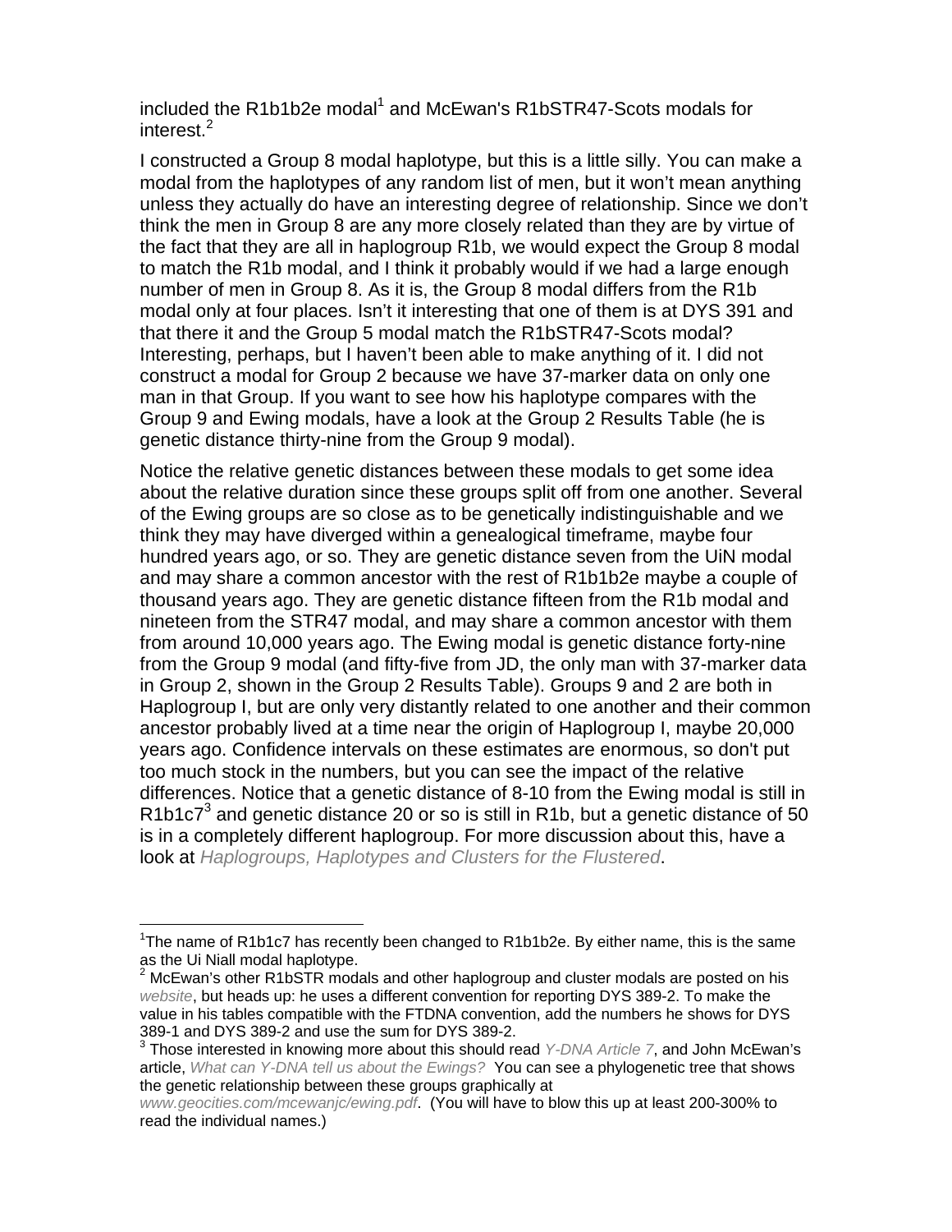included the R1b1b2e modal[1] and McEwan's R1bSTR47-Scots modals for interest.[2]

I constructed a Group 8 modal haplotype, but this is a little silly. You can make a modal from the haplotypes of any random list of men, but it won't mean anything unless they actually do have an interesting degree of relationship. Since we don't think the men in Group 8 are any more closely related than they are by virtue of the fact that they are all in haplogroup R1b, we would expect the Group 8 modal to match the R1b modal, and I think it probably would if we had a large enough number of men in Group 8. As it is, the Group 8 modal differs from the R1b modal only at four places. Isn't it interesting that one of them is at DYS 391 and that there it and the Group 5 modal match the R1bSTR47-Scots modal? Interesting, perhaps, but I haven't been able to make anything of it. I did not construct a modal for Group 2 because we have 37-marker data on only one man in that Group. If you want to see how his haplotype compares with the Group 9 and Ewing modals, have a look at the Group 2 Results Table (he is genetic distance thirty-nine from the Group 9 modal).

Notice the relative genetic distances between these modals to get some idea about the relative duration since these groups split off from one another. Several of the Ewing groups are so close as to be genetically indistinguishable and we think they may have diverged within a genealogical timeframe, maybe four hundred years ago, or so. They are genetic distance seven from the UiN modal and may share a common ancestor with the rest of R1b1b2e maybe a couple of thousand years ago. They are genetic distance fifteen from the R1b modal and nineteen from the STR47 modal, and may share a common ancestor with them from around 10,000 years ago. The Ewing modal is genetic distance forty-nine from the Group 9 modal (and fifty-five from JD, the only man with 37-marker data in Group 2, shown in the Group 2 Results Table). Groups 9 and 2 are both in Haplogroup I, but are only very distantly related to one another and their common ancestor probably lived at a time near the origin of Haplogroup I, maybe 20,000 years ago. Confidence intervals on these estimates are enormous, so don't put too much stock in the numbers, but you can see the impact of the relative differences. Notice that a genetic distance of 8-10 from the Ewing modal is still in R1b1c7[3] and genetic distance 20 or so is still in R1b, but a genetic distance of 50 is in a completely different haplogroup. For more discussion about this, have a look at *Haplogroups, Haplotypes and Clusters for the Flustered*.

---

[1] The name of R1b1c7 has recently been changed to R1b1b2e. By either name, this is the same as the Ui Niall modal haplotype.

[2] McEwan's other R1bSTR modals and other haplogroup and cluster modals are posted on his *website*, but heads up: he uses a different convention for reporting DYS 389-2. To make the value in his tables compatible with the FTDNA convention, add the numbers he shows for DYS 389-1 and DYS 389-2 and use the sum for DYS 389-2.

[3] Those interested in knowing more about this should read *Y-DNA Article 7*, and John McEwan's article, *What can Y-DNA tell us about the Ewings?* You can see a phylogenetic tree that shows the genetic relationship between these groups graphically at *www.geocities.com/mcewanjc/ewing.pdf*. (You will have to blow this up at least 200-300% to read the individual names.)